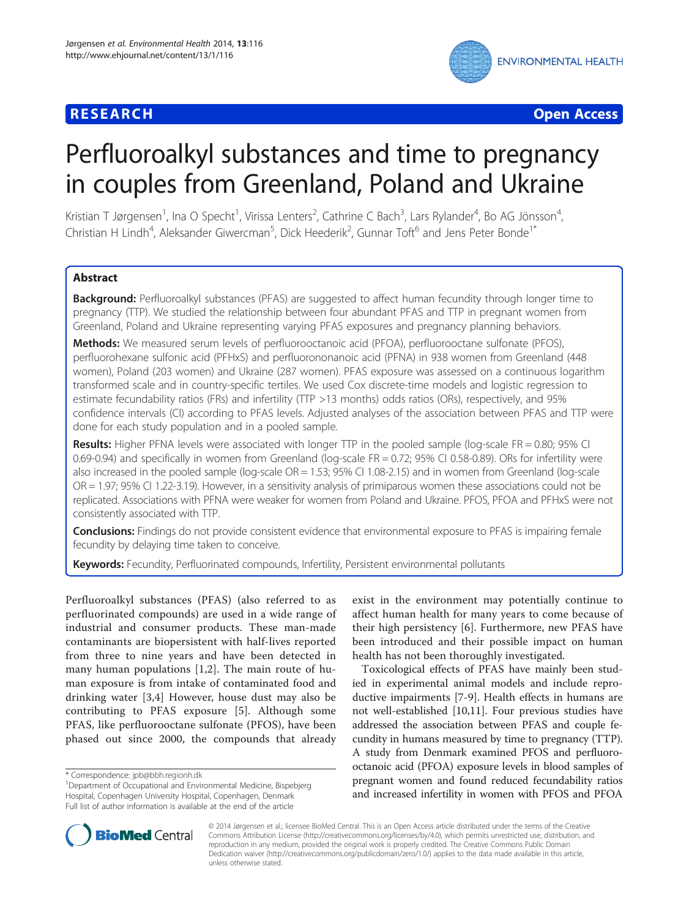**RESEARCH** **Open Access**

# Perfluoroalkyl substances and time to pregnancy in couples from Greenland, Poland and Ukraine

Kristian T Jørgensen[1], Ina O Specht[1], Virissa Lenters[2], Cathrine C Bach[3], Lars Rylander[4], Bo AG Jönsson[4], Christian H Lindh[4], Aleksander Giwercman[5], Dick Heederik[2], Gunnar Toft[6] and Jens Peter Bonde[1*]

## Abstract

**Background:** Perfluoroalkyl substances (PFAS) are suggested to affect human fecundity through longer time to pregnancy (TTP). We studied the relationship between four abundant PFAS and TTP in pregnant women from Greenland, Poland and Ukraine representing varying PFAS exposures and pregnancy planning behaviors.

**Methods:** We measured serum levels of perfluorooctanoic acid (PFOA), perfluorooctane sulfonate (PFOS), perfluorohexane sulfonic acid (PFHxS) and perfluorononanoic acid (PFNA) in 938 women from Greenland (448 women), Poland (203 women) and Ukraine (287 women). PFAS exposure was assessed on a continuous logarithm transformed scale and in country-specific tertiles. We used Cox discrete-time models and logistic regression to estimate fecundability ratios (FRs) and infertility (TTP >13 months) odds ratios (ORs), respectively, and 95% confidence intervals (CI) according to PFAS levels. Adjusted analyses of the association between PFAS and TTP were done for each study population and in a pooled sample.

**Results:** Higher PFNA levels were associated with longer TTP in the pooled sample (log-scale FR = 0.80; 95% CI 0.69-0.94) and specifically in women from Greenland (log-scale FR = 0.72; 95% CI 0.58-0.89). ORs for infertility were also increased in the pooled sample (log-scale OR = 1.53; 95% CI 1.08-2.15) and in women from Greenland (log-scale OR = 1.97; 95% CI 1.22-3.19). However, in a sensitivity analysis of primiparous women these associations could not be replicated. Associations with PFNA were weaker for women from Poland and Ukraine. PFOS, PFOA and PFHxS were not consistently associated with TTP.

**Conclusions:** Findings do not provide consistent evidence that environmental exposure to PFAS is impairing female fecundity by delaying time taken to conceive.

**Keywords:** Fecundity, Perfluorinated compounds, Infertility, Persistent environmental pollutants

Perfluoroalkyl substances (PFAS) (also referred to as perfluorinated compounds) are used in a wide range of industrial and consumer products. These man-made contaminants are biopersistent with half-lives reported from three to nine years and have been detected in many human populations [1,2]. The main route of human exposure is from intake of contaminated food and drinking water [3,4] However, house dust may also be contributing to PFAS exposure [5]. Although some PFAS, like perfluorooctane sulfonate (PFOS), have been phased out since 2000, the compounds that already exist in the environment may potentially continue to affect human health for many years to come because of their high persistency [6]. Furthermore, new PFAS have been introduced and their possible impact on human health has not been thoroughly investigated.

Toxicological effects of PFAS have mainly been studied in experimental animal models and include reproductive impairments [7-9]. Health effects in humans are not well-established [10,11]. Four previous studies have addressed the association between PFAS and couple fecundity in humans measured by time to pregnancy (TTP). A study from Denmark examined PFOS and perfluorooctanoic acid (PFOA) exposure levels in blood samples of pregnant women and found reduced fecundability ratios and increased infertility in women with PFOS and PFOA

\* Correspondence: jpb@bbh.regionh.dk
[1]Department of Occupational and Environmental Medicine, Bispebjerg Hospital, Copenhagen University Hospital, Copenhagen, Denmark
Full list of author information is available at the end of the article

© 2014 Jørgensen et al.; licensee BioMed Central. This is an Open Access article distributed under the terms of the Creative Commons Attribution License (http://creativecommons.org/licenses/by/4.0), which permits unrestricted use, distribution, and reproduction in any medium, provided the original work is properly credited. The Creative Commons Public Domain Dedication waiver (http://creativecommons.org/publicdomain/zero/1.0/) applies to the data made available in this article, unless otherwise stated.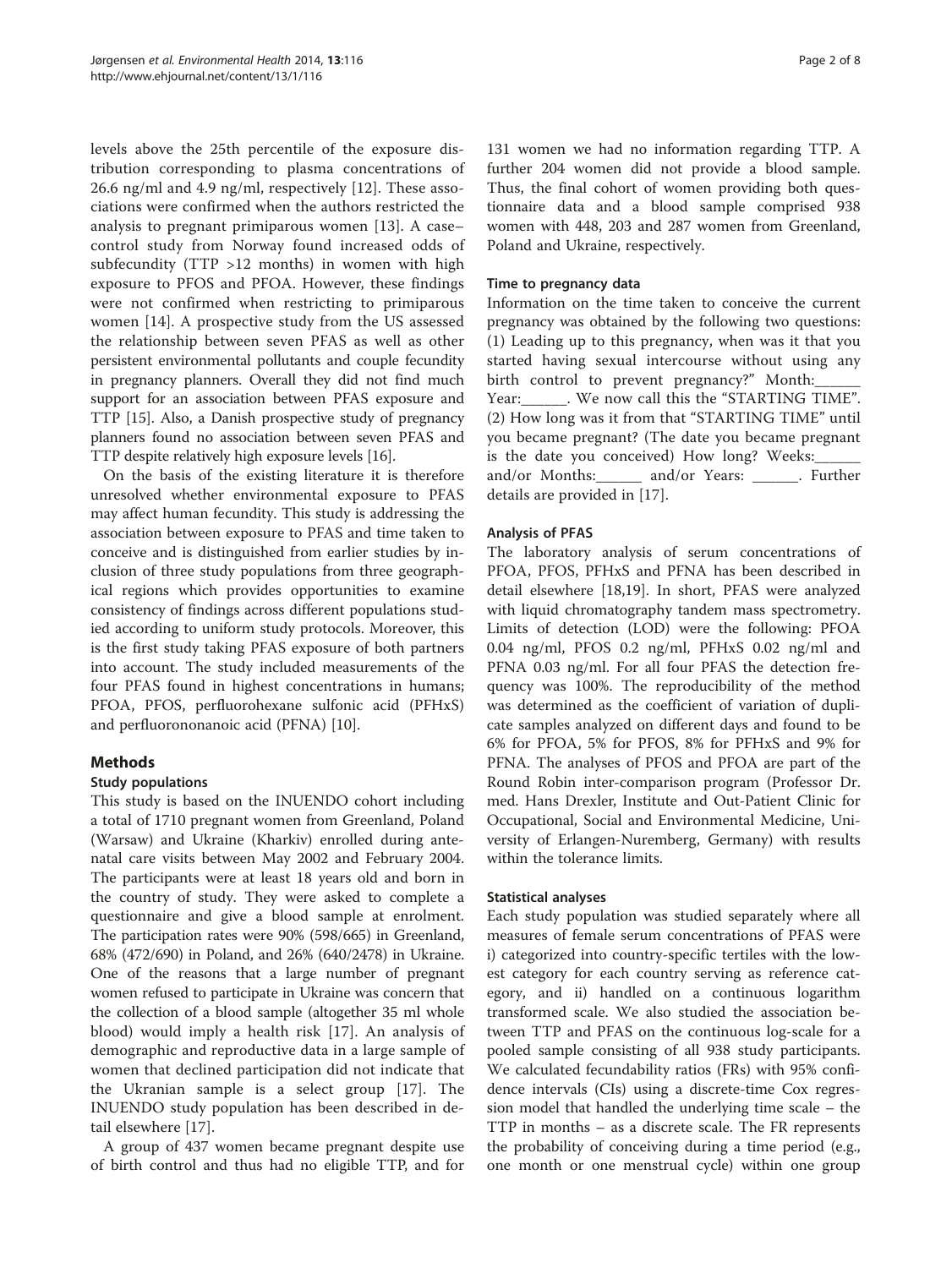levels above the 25th percentile of the exposure distribution corresponding to plasma concentrations of 26.6 ng/ml and 4.9 ng/ml, respectively [12]. These associations were confirmed when the authors restricted the analysis to pregnant primiparous women [13]. A case–control study from Norway found increased odds of subfecundity (TTP >12 months) in women with high exposure to PFOS and PFOA. However, these findings were not confirmed when restricting to primiparous women [14]. A prospective study from the US assessed the relationship between seven PFAS as well as other persistent environmental pollutants and couple fecundity in pregnancy planners. Overall they did not find much support for an association between PFAS exposure and TTP [15]. Also, a Danish prospective study of pregnancy planners found no association between seven PFAS and TTP despite relatively high exposure levels [16].

On the basis of the existing literature it is therefore unresolved whether environmental exposure to PFAS may affect human fecundity. This study is addressing the association between exposure to PFAS and time taken to conceive and is distinguished from earlier studies by inclusion of three study populations from three geographical regions which provides opportunities to examine consistency of findings across different populations studied according to uniform study protocols. Moreover, this is the first study taking PFAS exposure of both partners into account. The study included measurements of the four PFAS found in highest concentrations in humans; PFOA, PFOS, perfluorohexane sulfonic acid (PFHxS) and perfluorononanoic acid (PFNA) [10].

## Methods

### Study populations

This study is based on the INUENDO cohort including a total of 1710 pregnant women from Greenland, Poland (Warsaw) and Ukraine (Kharkiv) enrolled during antenatal care visits between May 2002 and February 2004. The participants were at least 18 years old and born in the country of study. They were asked to complete a questionnaire and give a blood sample at enrolment. The participation rates were 90% (598/665) in Greenland, 68% (472/690) in Poland, and 26% (640/2478) in Ukraine. One of the reasons that a large number of pregnant women refused to participate in Ukraine was concern that the collection of a blood sample (altogether 35 ml whole blood) would imply a health risk [17]. An analysis of demographic and reproductive data in a large sample of women that declined participation did not indicate that the Ukranian sample is a select group [17]. The INUENDO study population has been described in detail elsewhere [17].

A group of 437 women became pregnant despite use of birth control and thus had no eligible TTP, and for 131 women we had no information regarding TTP. A further 204 women did not provide a blood sample. Thus, the final cohort of women providing both questionnaire data and a blood sample comprised 938 women with 448, 203 and 287 women from Greenland, Poland and Ukraine, respectively.

### Time to pregnancy data

Information on the time taken to conceive the current pregnancy was obtained by the following two questions: (1) Leading up to this pregnancy, when was it that you started having sexual intercourse without using any birth control to prevent pregnancy?" Month:______ Year:______. We now call this the "STARTING TIME". (2) How long was it from that "STARTING TIME" until you became pregnant? (The date you became pregnant is the date you conceived) How long? Weeks:______ and/or Months:______ and/or Years: ______. Further details are provided in [17].

### Analysis of PFAS

The laboratory analysis of serum concentrations of PFOA, PFOS, PFHxS and PFNA has been described in detail elsewhere [18,19]. In short, PFAS were analyzed with liquid chromatography tandem mass spectrometry. Limits of detection (LOD) were the following: PFOA 0.04 ng/ml, PFOS 0.2 ng/ml, PFHxS 0.02 ng/ml and PFNA 0.03 ng/ml. For all four PFAS the detection frequency was 100%. The reproducibility of the method was determined as the coefficient of variation of duplicate samples analyzed on different days and found to be 6% for PFOA, 5% for PFOS, 8% for PFHxS and 9% for PFNA. The analyses of PFOS and PFOA are part of the Round Robin inter-comparison program (Professor Dr. med. Hans Drexler, Institute and Out-Patient Clinic for Occupational, Social and Environmental Medicine, University of Erlangen-Nuremberg, Germany) with results within the tolerance limits.

### Statistical analyses

Each study population was studied separately where all measures of female serum concentrations of PFAS were i) categorized into country-specific tertiles with the lowest category for each country serving as reference category, and ii) handled on a continuous logarithm transformed scale. We also studied the association between TTP and PFAS on the continuous log-scale for a pooled sample consisting of all 938 study participants. We calculated fecundability ratios (FRs) with 95% confidence intervals (CIs) using a discrete-time Cox regression model that handled the underlying time scale – the TTP in months – as a discrete scale. The FR represents the probability of conceiving during a time period (e.g., one month or one menstrual cycle) within one group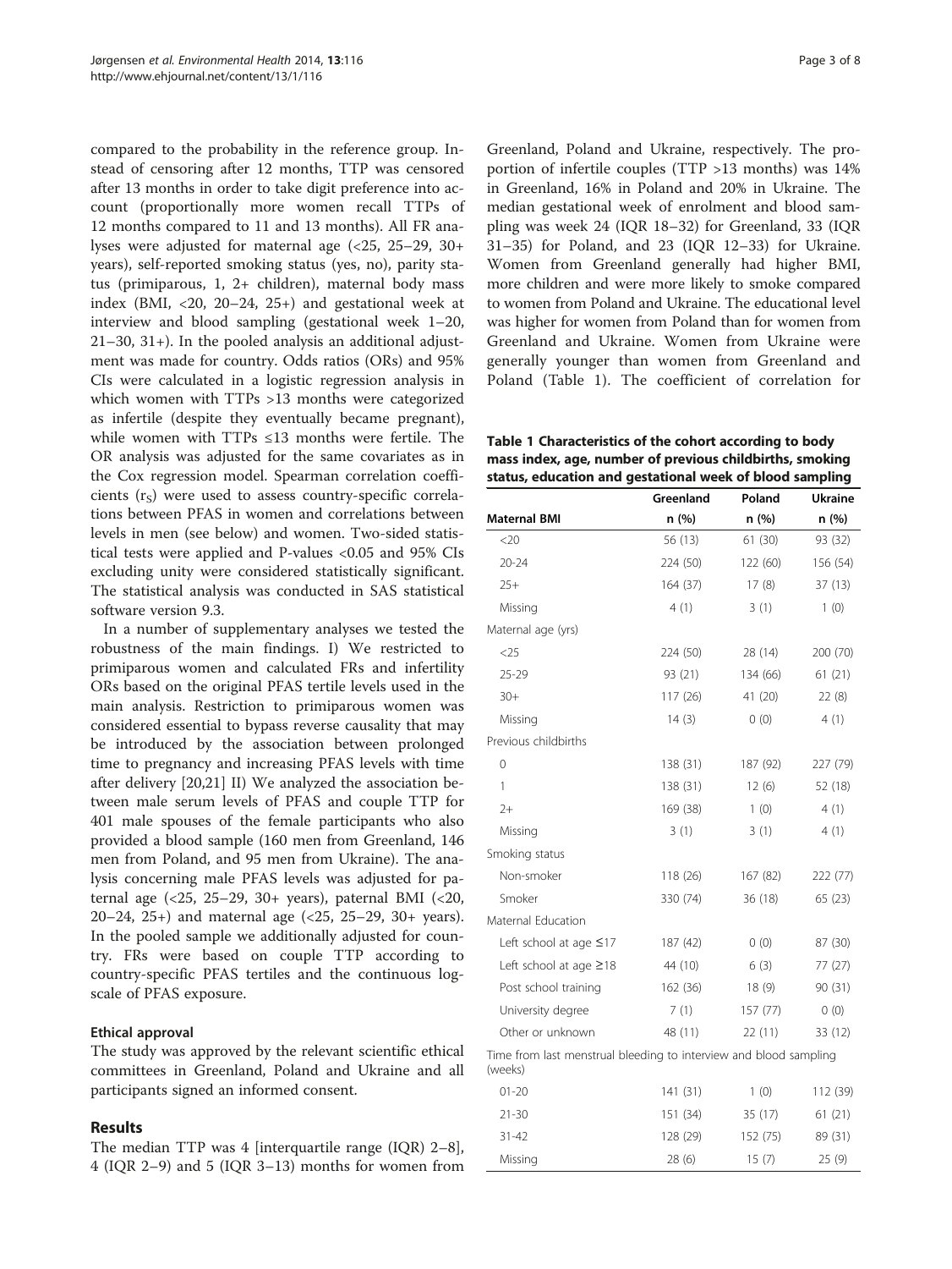compared to the probability in the reference group. Instead of censoring after 12 months, TTP was censored after 13 months in order to take digit preference into account (proportionally more women recall TTPs of 12 months compared to 11 and 13 months). All FR analyses were adjusted for maternal age (<25, 25–29, 30+ years), self-reported smoking status (yes, no), parity status (primiparous, 1, 2+ children), maternal body mass index (BMI, <20, 20–24, 25+) and gestational week at interview and blood sampling (gestational week 1–20, 21–30, 31+). In the pooled analysis an additional adjustment was made for country. Odds ratios (ORs) and 95% CIs were calculated in a logistic regression analysis in which women with TTPs >13 months were categorized as infertile (despite they eventually became pregnant), while women with TTPs ≤13 months were fertile. The OR analysis was adjusted for the same covariates as in the Cox regression model. Spearman correlation coefficients ($r_S$) were used to assess country-specific correlations between PFAS in women and correlations between levels in men (see below) and women. Two-sided statistical tests were applied and P-values <0.05 and 95% CIs excluding unity were considered statistically significant. The statistical analysis was conducted in SAS statistical software version 9.3.

In a number of supplementary analyses we tested the robustness of the main findings. I) We restricted to primiparous women and calculated FRs and infertility ORs based on the original PFAS tertile levels used in the main analysis. Restriction to primiparous women was considered essential to bypass reverse causality that may be introduced by the association between prolonged time to pregnancy and increasing PFAS levels with time after delivery [20,21] II) We analyzed the association between male serum levels of PFAS and couple TTP for 401 male spouses of the female participants who also provided a blood sample (160 men from Greenland, 146 men from Poland, and 95 men from Ukraine). The analysis concerning male PFAS levels was adjusted for paternal age (<25, 25–29, 30+ years), paternal BMI (<20, 20–24, 25+) and maternal age (<25, 25–29, 30+ years). In the pooled sample we additionally adjusted for country. FRs were based on couple TTP according to country-specific PFAS tertiles and the continuous log-scale of PFAS exposure.

### Ethical approval

The study was approved by the relevant scientific ethical committees in Greenland, Poland and Ukraine and all participants signed an informed consent.

## Results

The median TTP was 4 [interquartile range (IQR) 2–8], 4 (IQR 2–9) and 5 (IQR 3–13) months for women from Greenland, Poland and Ukraine, respectively. The proportion of infertile couples (TTP >13 months) was 14% in Greenland, 16% in Poland and 20% in Ukraine. The median gestational week of enrolment and blood sampling was week 24 (IQR 18–32) for Greenland, 33 (IQR 31–35) for Poland, and 23 (IQR 12–33) for Ukraine. Women from Greenland generally had higher BMI, more children and were more likely to smoke compared to women from Poland and Ukraine. The educational level was higher for women from Poland than for women from Greenland and Ukraine. Women from Ukraine were generally younger than women from Greenland and Poland (Table 1). The coefficient of correlation for

**Table 1 Characteristics of the cohort according to body mass index, age, number of previous childbirths, smoking status, education and gestational week of blood sampling**

| | Greenland | Poland | Ukraine |
|---|---|---|---|
| **Maternal BMI** | **n (%)** | **n (%)** | **n (%)** |
| <20 | 56 (13) | 61 (30) | 93 (32) |
| 20-24 | 224 (50) | 122 (60) | 156 (54) |
| 25+ | 164 (37) | 17 (8) | 37 (13) |
| Missing | 4 (1) | 3 (1) | 1 (0) |
| Maternal age (yrs) | | | |
| <25 | 224 (50) | 28 (14) | 200 (70) |
| 25-29 | 93 (21) | 134 (66) | 61 (21) |
| 30+ | 117 (26) | 41 (20) | 22 (8) |
| Missing | 14 (3) | 0 (0) | 4 (1) |
| Previous childbirths | | | |
| 0 | 138 (31) | 187 (92) | 227 (79) |
| 1 | 138 (31) | 12 (6) | 52 (18) |
| 2+ | 169 (38) | 1 (0) | 4 (1) |
| Missing | 3 (1) | 3 (1) | 4 (1) |
| Smoking status | | | |
| Non-smoker | 118 (26) | 167 (82) | 222 (77) |
| Smoker | 330 (74) | 36 (18) | 65 (23) |
| Maternal Education | | | |
| Left school at age ≤17 | 187 (42) | 0 (0) | 87 (30) |
| Left school at age ≥18 | 44 (10) | 6 (3) | 77 (27) |
| Post school training | 162 (36) | 18 (9) | 90 (31) |
| University degree | 7 (1) | 157 (77) | 0 (0) |
| Other or unknown | 48 (11) | 22 (11) | 33 (12) |
| Time from last menstrual bleeding to interview and blood sampling (weeks) | | | |
| 01-20 | 141 (31) | 1 (0) | 112 (39) |
| 21-30 | 151 (34) | 35 (17) | 61 (21) |
| 31-42 | 128 (29) | 152 (75) | 89 (31) |
| Missing | 28 (6) | 15 (7) | 25 (9) |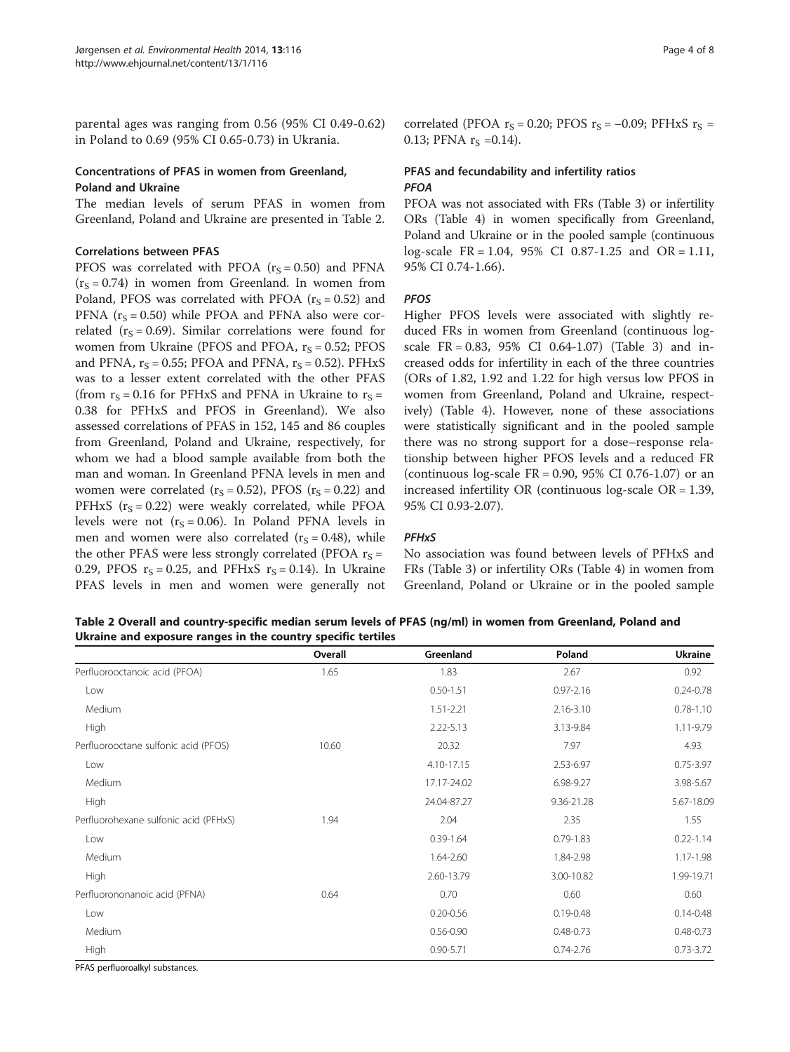parental ages was ranging from 0.56 (95% CI 0.49-0.62) in Poland to 0.69 (95% CI 0.65-0.73) in Ukrania.

### Concentrations of PFAS in women from Greenland, Poland and Ukraine

The median levels of serum PFAS in women from Greenland, Poland and Ukraine are presented in Table 2.

### Correlations between PFAS

PFOS was correlated with PFOA ($r_S = 0.50$) and PFNA ($r_S = 0.74$) in women from Greenland. In women from Poland, PFOS was correlated with PFOA ($r_S = 0.52$) and PFNA ($r_S = 0.50$) while PFOA and PFNA also were correlated ($r_S = 0.69$). Similar correlations were found for women from Ukraine (PFOS and PFOA, $r_S = 0.52$; PFOS and PFNA, $r_S = 0.55$; PFOA and PFNA, $r_S = 0.52$). PFHxS was to a lesser extent correlated with the other PFAS (from $r_S = 0.16$ for PFHxS and PFNA in Ukraine to $r_S = 0.38$ for PFHxS and PFOS in Greenland). We also assessed correlations of PFAS in 152, 145 and 86 couples from Greenland, Poland and Ukraine, respectively, for whom we had a blood sample available from both the man and woman. In Greenland PFNA levels in men and women were correlated ($r_S = 0.52$), PFOS ($r_S = 0.22$) and PFHxS ($r_S = 0.22$) were weakly correlated, while PFOA levels were not ($r_S = 0.06$). In Poland PFNA levels in men and women were also correlated ($r_S = 0.48$), while the other PFAS were less strongly correlated (PFOA $r_S = 0.29$, PFOS $r_S = 0.25$, and PFHxS $r_S = 0.14$). In Ukraine PFAS levels in men and women were generally not correlated (PFOA $r_S = 0.20$; PFOS $r_S = -0.09$; PFHxS $r_S = 0.13$; PFNA $r_S = 0.14$).

### PFAS and fecundability and infertility ratios

#### *PFOA*

PFOA was not associated with FRs (Table 3) or infertility ORs (Table 4) in women specifically from Greenland, Poland and Ukraine or in the pooled sample (continuous log-scale FR = 1.04, 95% CI 0.87-1.25 and OR = 1.11, 95% CI 0.74-1.66).

#### *PFOS*

Higher PFOS levels were associated with slightly reduced FRs in women from Greenland (continuous log-scale FR = 0.83, 95% CI 0.64-1.07) (Table 3) and increased odds for infertility in each of the three countries (ORs of 1.82, 1.92 and 1.22 for high versus low PFOS in women from Greenland, Poland and Ukraine, respectively) (Table 4). However, none of these associations were statistically significant and in the pooled sample there was no strong support for a dose–response relationship between higher PFOS levels and a reduced FR (continuous log-scale FR = 0.90, 95% CI 0.76-1.07) or an increased infertility OR (continuous log-scale OR = 1.39, 95% CI 0.93-2.07).

#### *PFHxS*

No association was found between levels of PFHxS and FRs (Table 3) or infertility ORs (Table 4) in women from Greenland, Poland or Ukraine or in the pooled sample

**Table 2 Overall and country-specific median serum levels of PFAS (ng/ml) in women from Greenland, Poland and Ukraine and exposure ranges in the country specific tertiles**

| | Overall | Greenland | Poland | Ukraine |
|---|---|---|---|---|
| Perfluorooctanoic acid (PFOA) | 1.65 | 1.83 | 2.67 | 0.92 |
| Low | | 0.50-1.51 | 0.97-2.16 | 0.24-0.78 |
| Medium | | 1.51-2.21 | 2.16-3.10 | 0.78-1.10 |
| High | | 2.22-5.13 | 3.13-9.84 | 1.11-9.79 |
| Perfluorooctane sulfonic acid (PFOS) | 10.60 | 20.32 | 7.97 | 4.93 |
| Low | | 4.10-17.15 | 2.53-6.97 | 0.75-3.97 |
| Medium | | 17.17-24.02 | 6.98-9.27 | 3.98-5.67 |
| High | | 24.04-87.27 | 9.36-21.28 | 5.67-18.09 |
| Perfluorohexane sulfonic acid (PFHxS) | 1.94 | 2.04 | 2.35 | 1.55 |
| Low | | 0.39-1.64 | 0.79-1.83 | 0.22-1.14 |
| Medium | | 1.64-2.60 | 1.84-2.98 | 1.17-1.98 |
| High | | 2.60-13.79 | 3.00-10.82 | 1.99-19.71 |
| Perfluorononanoic acid (PFNA) | 0.64 | 0.70 | 0.60 | 0.60 |
| Low | | 0.20-0.56 | 0.19-0.48 | 0.14-0.48 |
| Medium | | 0.56-0.90 | 0.48-0.73 | 0.48-0.73 |
| High | | 0.90-5.71 | 0.74-2.76 | 0.73-3.72 |

PFAS perfluoroalkyl substances.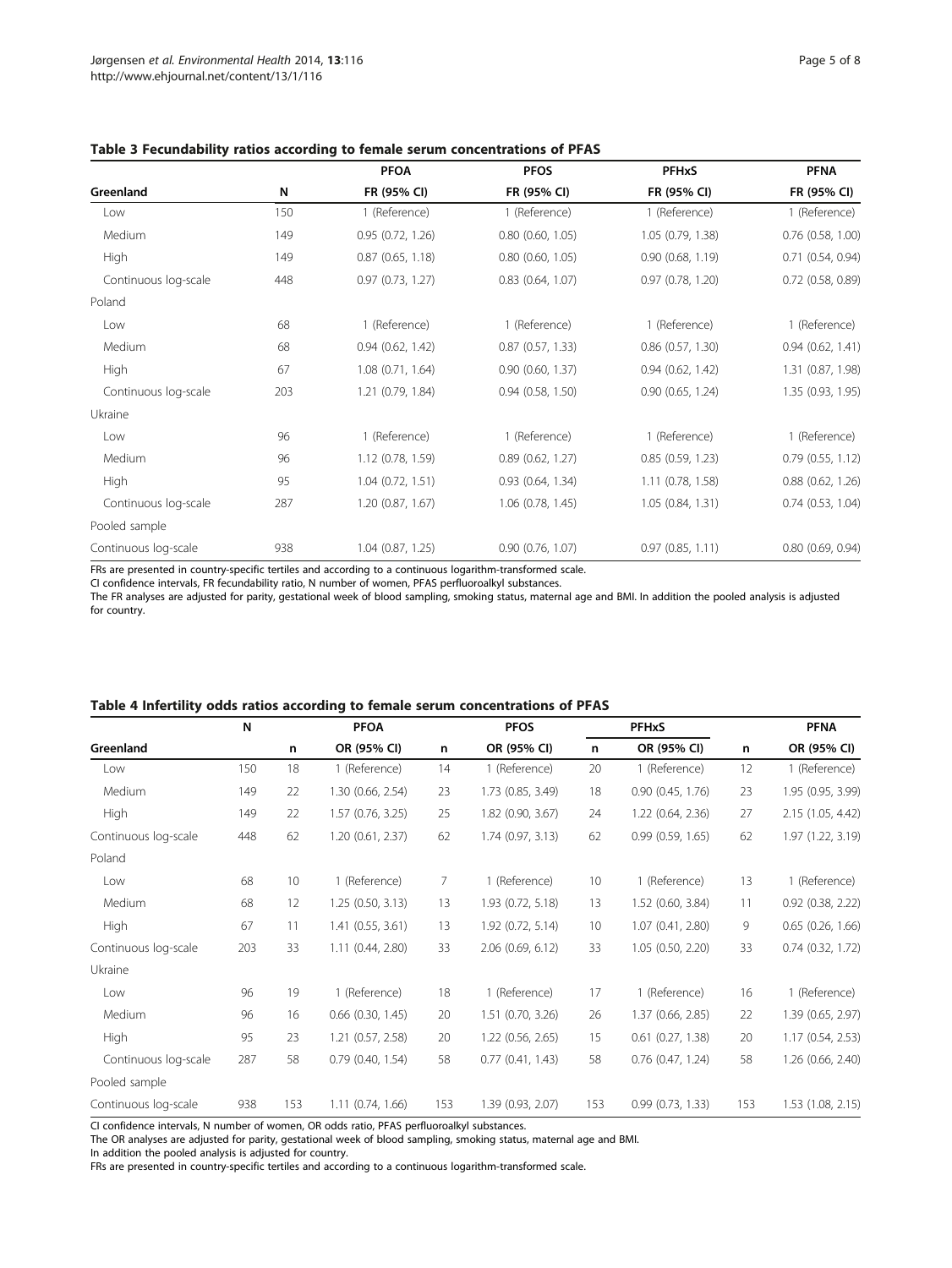**Table 3 Fecundability ratios according to female serum concentrations of PFAS**

| | | PFOA | PFOS | PFHxS | PFNA |
|---|---|---|---|---|---|
| **Greenland** | **N** | **FR (95% CI)** | **FR (95% CI)** | **FR (95% CI)** | **FR (95% CI)** |
| Low | 150 | 1 (Reference) | 1 (Reference) | 1 (Reference) | 1 (Reference) |
| Medium | 149 | 0.95 (0.72, 1.26) | 0.80 (0.60, 1.05) | 1.05 (0.79, 1.38) | 0.76 (0.58, 1.00) |
| High | 149 | 0.87 (0.65, 1.18) | 0.80 (0.60, 1.05) | 0.90 (0.68, 1.19) | 0.71 (0.54, 0.94) |
| Continuous log-scale | 448 | 0.97 (0.73, 1.27) | 0.83 (0.64, 1.07) | 0.97 (0.78, 1.20) | 0.72 (0.58, 0.89) |
| Poland | | | | | |
| Low | 68 | 1 (Reference) | 1 (Reference) | 1 (Reference) | 1 (Reference) |
| Medium | 68 | 0.94 (0.62, 1.42) | 0.87 (0.57, 1.33) | 0.86 (0.57, 1.30) | 0.94 (0.62, 1.41) |
| High | 67 | 1.08 (0.71, 1.64) | 0.90 (0.60, 1.37) | 0.94 (0.62, 1.42) | 1.31 (0.87, 1.98) |
| Continuous log-scale | 203 | 1.21 (0.79, 1.84) | 0.94 (0.58, 1.50) | 0.90 (0.65, 1.24) | 1.35 (0.93, 1.95) |
| Ukraine | | | | | |
| Low | 96 | 1 (Reference) | 1 (Reference) | 1 (Reference) | 1 (Reference) |
| Medium | 96 | 1.12 (0.78, 1.59) | 0.89 (0.62, 1.27) | 0.85 (0.59, 1.23) | 0.79 (0.55, 1.12) |
| High | 95 | 1.04 (0.72, 1.51) | 0.93 (0.64, 1.34) | 1.11 (0.78, 1.58) | 0.88 (0.62, 1.26) |
| Continuous log-scale | 287 | 1.20 (0.87, 1.67) | 1.06 (0.78, 1.45) | 1.05 (0.84, 1.31) | 0.74 (0.53, 1.04) |
| Pooled sample | | | | | |
| Continuous log-scale | 938 | 1.04 (0.87, 1.25) | 0.90 (0.76, 1.07) | 0.97 (0.85, 1.11) | 0.80 (0.69, 0.94) |

FRs are presented in country-specific tertiles and according to a continuous logarithm-transformed scale.
CI confidence intervals, FR fecundability ratio, N number of women, PFAS perfluoroalkyl substances.
The FR analyses are adjusted for parity, gestational week of blood sampling, smoking status, maternal age and BMI. In addition the pooled analysis is adjusted for country.

**Table 4 Infertility odds ratios according to female serum concentrations of PFAS**

| | N | | PFOA | | PFOS | | PFHxS | | PFNA |
|---|---|---|---|---|---|---|---|---|---|
| **Greenland** | | **n** | **OR (95% CI)** | **n** | **OR (95% CI)** | **n** | **OR (95% CI)** | **n** | **OR (95% CI)** |
| Low | 150 | 18 | 1 (Reference) | 14 | 1 (Reference) | 20 | 1 (Reference) | 12 | 1 (Reference) |
| Medium | 149 | 22 | 1.30 (0.66, 2.54) | 23 | 1.73 (0.85, 3.49) | 18 | 0.90 (0.45, 1.76) | 23 | 1.95 (0.95, 3.99) |
| High | 149 | 22 | 1.57 (0.76, 3.25) | 25 | 1.82 (0.90, 3.67) | 24 | 1.22 (0.64, 2.36) | 27 | 2.15 (1.05, 4.42) |
| Continuous log-scale | 448 | 62 | 1.20 (0.61, 2.37) | 62 | 1.74 (0.97, 3.13) | 62 | 0.99 (0.59, 1.65) | 62 | 1.97 (1.22, 3.19) |
| Poland | | | | | | | | | |
| Low | 68 | 10 | 1 (Reference) | 7 | 1 (Reference) | 10 | 1 (Reference) | 13 | 1 (Reference) |
| Medium | 68 | 12 | 1.25 (0.50, 3.13) | 13 | 1.93 (0.72, 5.18) | 13 | 1.52 (0.60, 3.84) | 11 | 0.92 (0.38, 2.22) |
| High | 67 | 11 | 1.41 (0.55, 3.61) | 13 | 1.92 (0.72, 5.14) | 10 | 1.07 (0.41, 2.80) | 9 | 0.65 (0.26, 1.66) |
| Continuous log-scale | 203 | 33 | 1.11 (0.44, 2.80) | 33 | 2.06 (0.69, 6.12) | 33 | 1.05 (0.50, 2.20) | 33 | 0.74 (0.32, 1.72) |
| Ukraine | | | | | | | | | |
| Low | 96 | 19 | 1 (Reference) | 18 | 1 (Reference) | 17 | 1 (Reference) | 16 | 1 (Reference) |
| Medium | 96 | 16 | 0.66 (0.30, 1.45) | 20 | 1.51 (0.70, 3.26) | 26 | 1.37 (0.66, 2.85) | 22 | 1.39 (0.65, 2.97) |
| High | 95 | 23 | 1.21 (0.57, 2.58) | 20 | 1.22 (0.56, 2.65) | 15 | 0.61 (0.27, 1.38) | 20 | 1.17 (0.54, 2.53) |
| Continuous log-scale | 287 | 58 | 0.79 (0.40, 1.54) | 58 | 0.77 (0.41, 1.43) | 58 | 0.76 (0.47, 1.24) | 58 | 1.26 (0.66, 2.40) |
| Pooled sample | | | | | | | | | |
| Continuous log-scale | 938 | 153 | 1.11 (0.74, 1.66) | 153 | 1.39 (0.93, 2.07) | 153 | 0.99 (0.73, 1.33) | 153 | 1.53 (1.08, 2.15) |

CI confidence intervals, N number of women, OR odds ratio, PFAS perfluoroalkyl substances.
The OR analyses are adjusted for parity, gestational week of blood sampling, smoking status, maternal age and BMI.
In addition the pooled analysis is adjusted for country.
FRs are presented in country-specific tertiles and according to a continuous logarithm-transformed scale.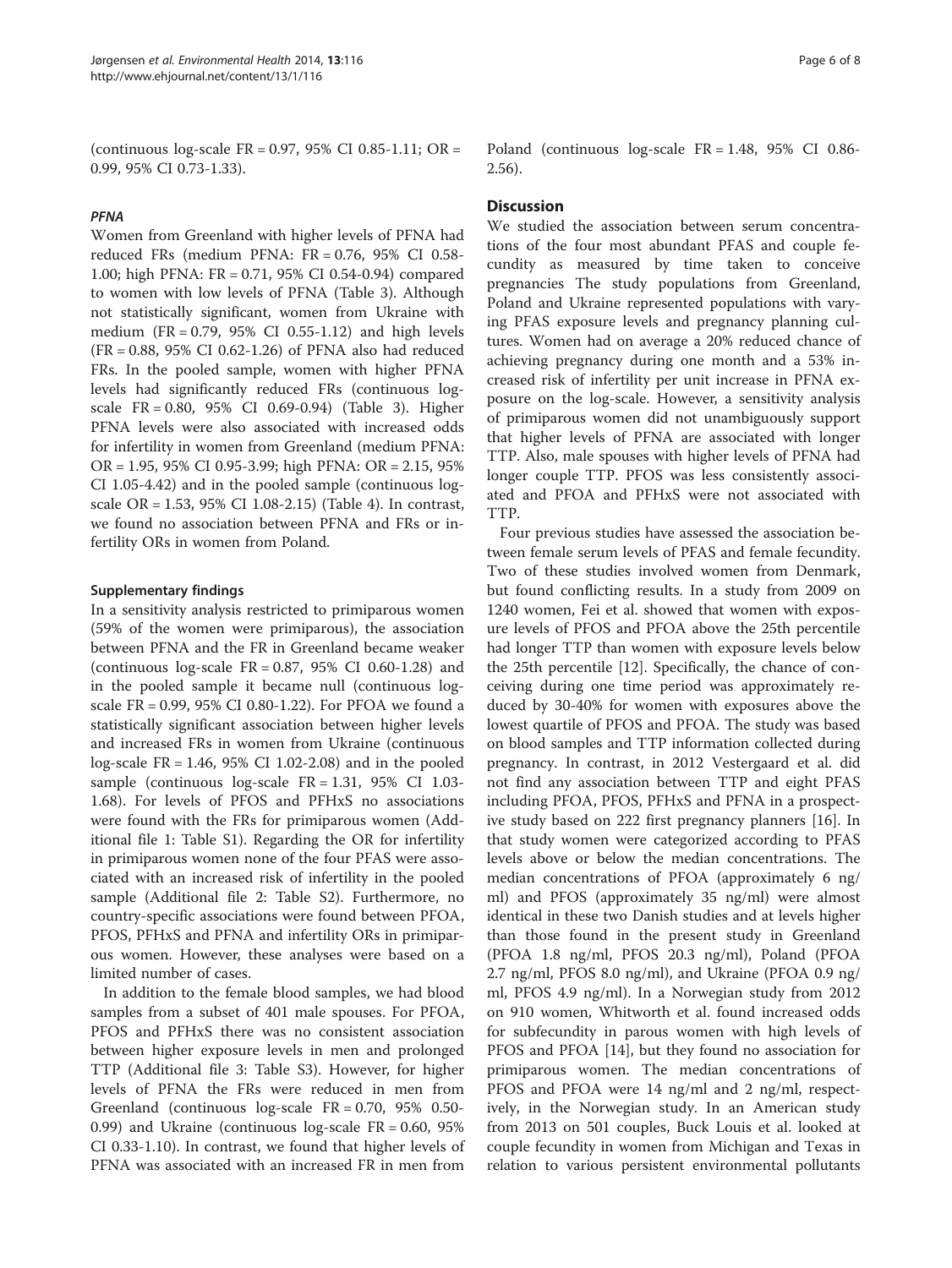(continuous log-scale FR = 0.97, 95% CI 0.85-1.11; OR = 0.99, 95% CI 0.73-1.33).

### *PFNA*

Women from Greenland with higher levels of PFNA had reduced FRs (medium PFNA: FR = 0.76, 95% CI 0.58-1.00; high PFNA: FR = 0.71, 95% CI 0.54-0.94) compared to women with low levels of PFNA (Table 3). Although not statistically significant, women from Ukraine with medium (FR = 0.79, 95% CI 0.55-1.12) and high levels (FR = 0.88, 95% CI 0.62-1.26) of PFNA also had reduced FRs. In the pooled sample, women with higher PFNA levels had significantly reduced FRs (continuous log-scale FR = 0.80, 95% CI 0.69-0.94) (Table 3). Higher PFNA levels were also associated with increased odds for infertility in women from Greenland (medium PFNA: OR = 1.95, 95% CI 0.95-3.99; high PFNA: OR = 2.15, 95% CI 1.05-4.42) and in the pooled sample (continuous log-scale OR = 1.53, 95% CI 1.08-2.15) (Table 4). In contrast, we found no association between PFNA and FRs or infertility ORs in women from Poland.

### Supplementary findings

In a sensitivity analysis restricted to primiparous women (59% of the women were primiparous), the association between PFNA and the FR in Greenland became weaker (continuous log-scale FR = 0.87, 95% CI 0.60-1.28) and in the pooled sample it became null (continuous log-scale FR = 0.99, 95% CI 0.80-1.22). For PFOA we found a statistically significant association between higher levels and increased FRs in women from Ukraine (continuous log-scale FR = 1.46, 95% CI 1.02-2.08) and in the pooled sample (continuous log-scale FR = 1.31, 95% CI 1.03-1.68). For levels of PFOS and PFHxS no associations were found with the FRs for primiparous women (Additional file 1: Table S1). Regarding the OR for infertility in primiparous women none of the four PFAS were associated with an increased risk of infertility in the pooled sample (Additional file 2: Table S2). Furthermore, no country-specific associations were found between PFOA, PFOS, PFHxS and PFNA and infertility ORs in primiparous women. However, these analyses were based on a limited number of cases.

In addition to the female blood samples, we had blood samples from a subset of 401 male spouses. For PFOA, PFOS and PFHxS there was no consistent association between higher exposure levels in men and prolonged TTP (Additional file 3: Table S3). However, for higher levels of PFNA the FRs were reduced in men from Greenland (continuous log-scale FR = 0.70, 95% 0.50-0.99) and Ukraine (continuous log-scale FR = 0.60, 95% CI 0.33-1.10). In contrast, we found that higher levels of PFNA was associated with an increased FR in men from Poland (continuous log-scale FR = 1.48, 95% CI 0.86-2.56).

## Discussion

We studied the association between serum concentrations of the four most abundant PFAS and couple fecundity as measured by time taken to conceive pregnancies The study populations from Greenland, Poland and Ukraine represented populations with varying PFAS exposure levels and pregnancy planning cultures. Women had on average a 20% reduced chance of achieving pregnancy during one month and a 53% increased risk of infertility per unit increase in PFNA exposure on the log-scale. However, a sensitivity analysis of primiparous women did not unambiguously support that higher levels of PFNA are associated with longer TTP. Also, male spouses with higher levels of PFNA had longer couple TTP. PFOS was less consistently associated and PFOA and PFHxS were not associated with TTP.

Four previous studies have assessed the association between female serum levels of PFAS and female fecundity. Two of these studies involved women from Denmark, but found conflicting results. In a study from 2009 on 1240 women, Fei et al. showed that women with exposure levels of PFOS and PFOA above the 25th percentile had longer TTP than women with exposure levels below the 25th percentile [12]. Specifically, the chance of conceiving during one time period was approximately reduced by 30-40% for women with exposures above the lowest quartile of PFOS and PFOA. The study was based on blood samples and TTP information collected during pregnancy. In contrast, in 2012 Vestergaard et al. did not find any association between TTP and eight PFAS including PFOA, PFOS, PFHxS and PFNA in a prospective study based on 222 first pregnancy planners [16]. In that study women were categorized according to PFAS levels above or below the median concentrations. The median concentrations of PFOA (approximately 6 ng/ml) and PFOS (approximately 35 ng/ml) were almost identical in these two Danish studies and at levels higher than those found in the present study in Greenland (PFOA 1.8 ng/ml, PFOS 20.3 ng/ml), Poland (PFOA 2.7 ng/ml, PFOS 8.0 ng/ml), and Ukraine (PFOA 0.9 ng/ml, PFOS 4.9 ng/ml). In a Norwegian study from 2012 on 910 women, Whitworth et al. found increased odds for subfecundity in parous women with high levels of PFOS and PFOA [14], but they found no association for primiparous women. The median concentrations of PFOS and PFOA were 14 ng/ml and 2 ng/ml, respectively, in the Norwegian study. In an American study from 2013 on 501 couples, Buck Louis et al. looked at couple fecundity in women from Michigan and Texas in relation to various persistent environmental pollutants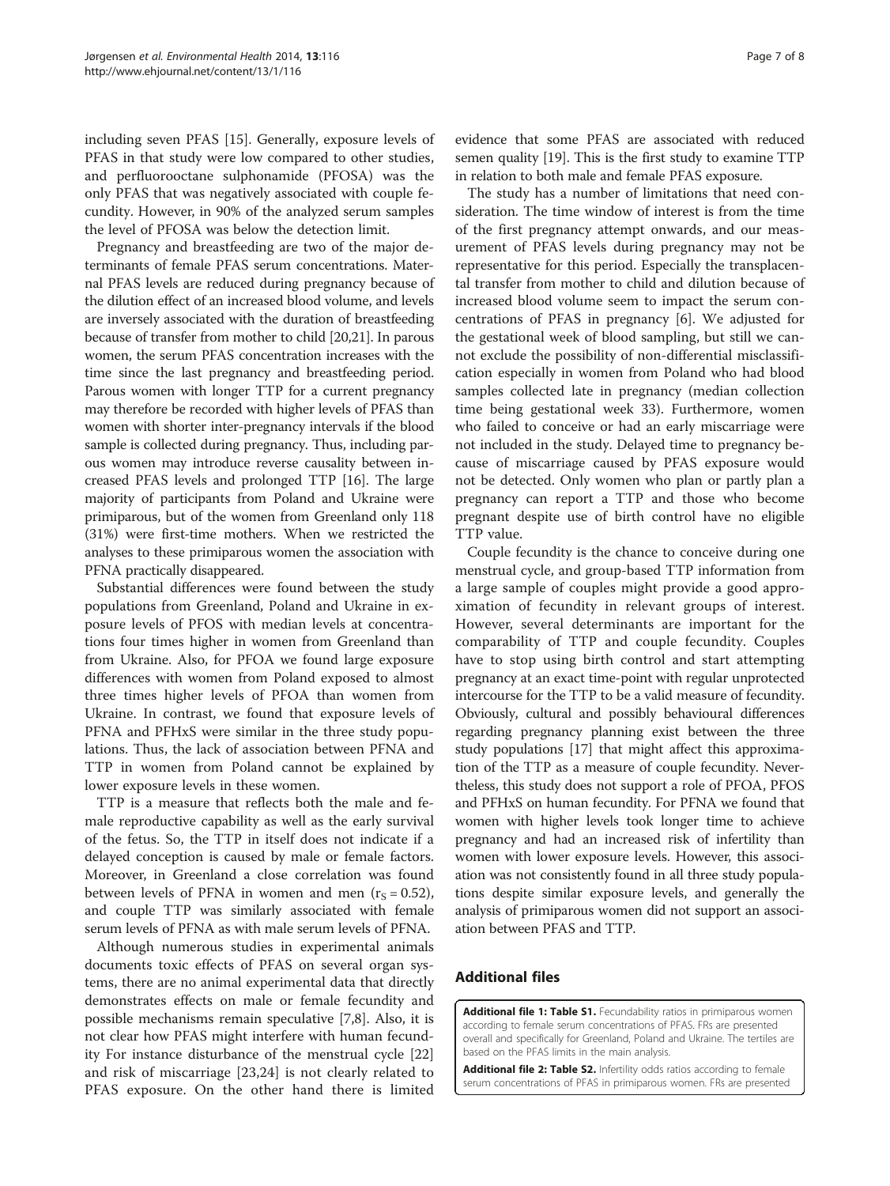including seven PFAS [15]. Generally, exposure levels of PFAS in that study were low compared to other studies, and perfluorooctane sulphonamide (PFOSA) was the only PFAS that was negatively associated with couple fecundity. However, in 90% of the analyzed serum samples the level of PFOSA was below the detection limit.

Pregnancy and breastfeeding are two of the major determinants of female PFAS serum concentrations. Maternal PFAS levels are reduced during pregnancy because of the dilution effect of an increased blood volume, and levels are inversely associated with the duration of breastfeeding because of transfer from mother to child [20,21]. In parous women, the serum PFAS concentration increases with the time since the last pregnancy and breastfeeding period. Parous women with longer TTP for a current pregnancy may therefore be recorded with higher levels of PFAS than women with shorter inter-pregnancy intervals if the blood sample is collected during pregnancy. Thus, including parous women may introduce reverse causality between increased PFAS levels and prolonged TTP [16]. The large majority of participants from Poland and Ukraine were primiparous, but of the women from Greenland only 118 (31%) were first-time mothers. When we restricted the analyses to these primiparous women the association with PFNA practically disappeared.

Substantial differences were found between the study populations from Greenland, Poland and Ukraine in exposure levels of PFOS with median levels at concentrations four times higher in women from Greenland than from Ukraine. Also, for PFOA we found large exposure differences with women from Poland exposed to almost three times higher levels of PFOA than women from Ukraine. In contrast, we found that exposure levels of PFNA and PFHxS were similar in the three study populations. Thus, the lack of association between PFNA and TTP in women from Poland cannot be explained by lower exposure levels in these women.

TTP is a measure that reflects both the male and female reproductive capability as well as the early survival of the fetus. So, the TTP in itself does not indicate if a delayed conception is caused by male or female factors. Moreover, in Greenland a close correlation was found between levels of PFNA in women and men ($r_S = 0.52$), and couple TTP was similarly associated with female serum levels of PFNA as with male serum levels of PFNA.

Although numerous studies in experimental animals documents toxic effects of PFAS on several organ systems, there are no animal experimental data that directly demonstrates effects on male or female fecundity and possible mechanisms remain speculative [7,8]. Also, it is not clear how PFAS might interfere with human fecundity For instance disturbance of the menstrual cycle [22] and risk of miscarriage [23,24] is not clearly related to PFAS exposure. On the other hand there is limited evidence that some PFAS are associated with reduced semen quality [19]. This is the first study to examine TTP in relation to both male and female PFAS exposure.

The study has a number of limitations that need consideration. The time window of interest is from the time of the first pregnancy attempt onwards, and our measurement of PFAS levels during pregnancy may not be representative for this period. Especially the transplacental transfer from mother to child and dilution because of increased blood volume seem to impact the serum concentrations of PFAS in pregnancy [6]. We adjusted for the gestational week of blood sampling, but still we cannot exclude the possibility of non-differential misclassification especially in women from Poland who had blood samples collected late in pregnancy (median collection time being gestational week 33). Furthermore, women who failed to conceive or had an early miscarriage were not included in the study. Delayed time to pregnancy because of miscarriage caused by PFAS exposure would not be detected. Only women who plan or partly plan a pregnancy can report a TTP and those who become pregnant despite use of birth control have no eligible TTP value.

Couple fecundity is the chance to conceive during one menstrual cycle, and group-based TTP information from a large sample of couples might provide a good approximation of fecundity in relevant groups of interest. However, several determinants are important for the comparability of TTP and couple fecundity. Couples have to stop using birth control and start attempting pregnancy at an exact time-point with regular unprotected intercourse for the TTP to be a valid measure of fecundity. Obviously, cultural and possibly behavioural differences regarding pregnancy planning exist between the three study populations [17] that might affect this approximation of the TTP as a measure of couple fecundity. Nevertheless, this study does not support a role of PFOA, PFOS and PFHxS on human fecundity. For PFNA we found that women with higher levels took longer time to achieve pregnancy and had an increased risk of infertility than women with lower exposure levels. However, this association was not consistently found in all three study populations despite similar exposure levels, and generally the analysis of primiparous women did not support an association between PFAS and TTP.

## Additional files

**Additional file 1: Table S1.** Fecundability ratios in primiparous women according to female serum concentrations of PFAS. FRs are presented overall and specifically for Greenland, Poland and Ukraine. The tertiles are based on the PFAS limits in the main analysis.

**Additional file 2: Table S2.** Infertility odds ratios according to female serum concentrations of PFAS in primiparous women. FRs are presented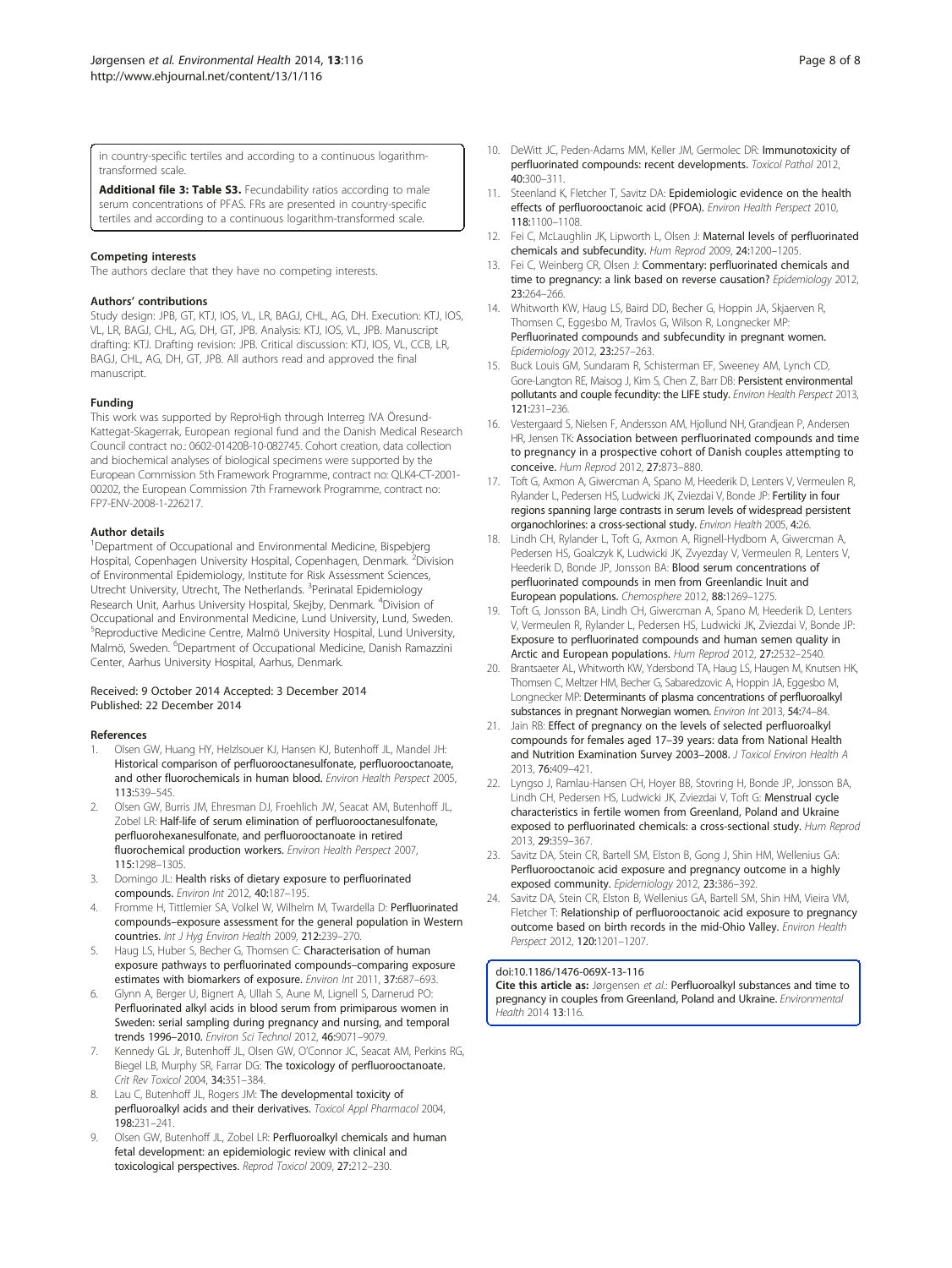in country-specific tertiles and according to a continuous logarithm-transformed scale.

**Additional file 3: Table S3.** Fecundability ratios according to male serum concentrations of PFAS. FRs are presented in country-specific tertiles and according to a continuous logarithm-transformed scale.

#### Competing interests

The authors declare that they have no competing interests.

#### Authors' contributions

Study design: JPB, GT, KTJ, IOS, VL, LR, BAGJ, CHL, AG, DH. Execution: KTJ, IOS, VL, LR, BAGJ, CHL, AG, DH, GT, JPB. Analysis: KTJ, IOS, VL, JPB. Manuscript drafting: KTJ. Drafting revision: JPB. Critical discussion: KTJ, IOS, VL, CCB, LR, BAGJ, CHL, AG, DH, GT, JPB. All authors read and approved the final manuscript.

#### Funding

This work was supported by ReproHigh through Interreg IVA Öresund-Kattegat-Skagerrak, European regional fund and the Danish Medical Research Council contract no.: 0602-01420B-10-082745. Cohort creation, data collection and biochemical analyses of biological specimens were supported by the European Commission 5th Framework Programme, contract no: QLK4-CT-2001-00202, the European Commission 7th Framework Programme, contract no: FP7-ENV-2008-1-226217.

#### Author details

[1]Department of Occupational and Environmental Medicine, Bispebjerg Hospital, Copenhagen University Hospital, Copenhagen, Denmark. [2]Division of Environmental Epidemiology, Institute for Risk Assessment Sciences, Utrecht University, Utrecht, The Netherlands. [3]Perinatal Epidemiology Research Unit, Aarhus University Hospital, Skejby, Denmark. [4]Division of Occupational and Environmental Medicine, Lund University, Lund, Sweden. [5]Reproductive Medicine Centre, Malmö University Hospital, Lund University, Malmö, Sweden. [6]Department of Occupational Medicine, Danish Ramazzini Center, Aarhus University Hospital, Aarhus, Denmark.

Received: 9 October 2014 Accepted: 3 December 2014
Published: 22 December 2014

#### References

1. Olsen GW, Huang HY, Helzlsouer KJ, Hansen KJ, Butenhoff JL, Mandel JH: **Historical comparison of perfluorooctanesulfonate, perfluorooctanoate, and other fluorochemicals in human blood.** *Environ Health Perspect* 2005, **113:**539–545.
2. Olsen GW, Burris JM, Ehresman DJ, Froehlich JW, Seacat AM, Butenhoff JL, Zobel LR: **Half-life of serum elimination of perfluorooctanesulfonate, perfluorohexanesulfonate, and perfluorooctanoate in retired fluorochemical production workers.** *Environ Health Perspect* 2007, **115:**1298–1305.
3. Domingo JL: **Health risks of dietary exposure to perfluorinated compounds.** *Environ Int* 2012, **40:**187–195.
4. Fromme H, Tittlemier SA, Volkel W, Wilhelm M, Twardella D: **Perfluorinated compounds–exposure assessment for the general population in Western countries.** *Int J Hyg Environ Health* 2009, **212:**239–270.
5. Haug LS, Huber S, Becher G, Thomsen C: **Characterisation of human exposure pathways to perfluorinated compounds–comparing exposure estimates with biomarkers of exposure.** *Environ Int* 2011, **37:**687–693.
6. Glynn A, Berger U, Bignert A, Ullah S, Aune M, Lignell S, Darnerud PO: **Perfluorinated alkyl acids in blood serum from primiparous women in Sweden: serial sampling during pregnancy and nursing, and temporal trends 1996–2010.** *Environ Sci Technol* 2012, **46:**9071–9079.
7. Kennedy GL Jr, Butenhoff JL, Olsen GW, O'Connor JC, Seacat AM, Perkins RG, Biegel LB, Murphy SR, Farrar DG: **The toxicology of perfluorooctanoate.** *Crit Rev Toxicol* 2004, **34:**351–384.
8. Lau C, Butenhoff JL, Rogers JM: **The developmental toxicity of perfluoroalkyl acids and their derivatives.** *Toxicol Appl Pharmacol* 2004, **198:**231–241.
9. Olsen GW, Butenhoff JL, Zobel LR: **Perfluoroalkyl chemicals and human fetal development: an epidemiologic review with clinical and toxicological perspectives.** *Reprod Toxicol* 2009, **27:**212–230.
10. DeWitt JC, Peden-Adams MM, Keller JM, Germolec DR: **Immunotoxicity of perfluorinated compounds: recent developments.** *Toxicol Pathol* 2012, **40:**300–311.
11. Steenland K, Fletcher T, Savitz DA: **Epidemiologic evidence on the health effects of perfluorooctanoic acid (PFOA).** *Environ Health Perspect* 2010, **118:**1100–1108.
12. Fei C, McLaughlin JK, Lipworth L, Olsen J: **Maternal levels of perfluorinated chemicals and subfecundity.** *Hum Reprod* 2009, **24:**1200–1205.
13. Fei C, Weinberg CR, Olsen J: **Commentary: perfluorinated chemicals and time to pregnancy: a link based on reverse causation?** *Epidemiology* 2012, **23:**264–266.
14. Whitworth KW, Haug LS, Baird DD, Becher G, Hoppin JA, Skjaerven R, Thomsen C, Eggesbo M, Travlos G, Wilson R, Longnecker MP: **Perfluorinated compounds and subfecundity in pregnant women.** *Epidemiology* 2012, **23:**257–263.
15. Buck Louis GM, Sundaram R, Schisterman EF, Sweeney AM, Lynch CD, Gore-Langton RE, Maisog J, Kim S, Chen Z, Barr DB: **Persistent environmental pollutants and couple fecundity: the LIFE study.** *Environ Health Perspect* 2013, **121:**231–236.
16. Vestergaard S, Nielsen F, Andersson AM, Hjollund NH, Grandjean P, Andersen HR, Jensen TK: **Association between perfluorinated compounds and time to pregnancy in a prospective cohort of Danish couples attempting to conceive.** *Hum Reprod* 2012, **27:**873–880.
17. Toft G, Axmon A, Giwercman A, Spano M, Heederik D, Lenters V, Vermeulen R, Rylander L, Pedersen HS, Ludwicki JK, Zviezdai V, Bonde JP: **Fertility in four regions spanning large contrasts in serum levels of widespread persistent organochlorines: a cross-sectional study.** *Environ Health* 2005, **4:**26.
18. Lindh CH, Rylander L, Toft G, Axmon A, Rignell-Hydbom A, Giwercman A, Pedersen HS, Goalczyk K, Ludwicki JK, Zvyezday V, Vermeulen R, Lenters V, Heederik D, Bonde JP, Jonsson BA: **Blood serum concentrations of perfluorinated compounds in men from Greenlandic Inuit and European populations.** *Chemosphere* 2012, **88:**1269–1275.
19. Toft G, Jonsson BA, Lindh CH, Giwercman A, Spano M, Heederik D, Lenters V, Vermeulen R, Rylander L, Pedersen HS, Ludwicki JK, Zviezdai V, Bonde JP: **Exposure to perfluorinated compounds and human semen quality in Arctic and European populations.** *Hum Reprod* 2012, **27:**2532–2540.
20. Brantsaeter AL, Whitworth KW, Ydersbond TA, Haug LS, Haugen M, Knutsen HK, Thomsen C, Meltzer HM, Becher G, Sabaredzovic A, Hoppin JA, Eggesbo M, Longnecker MP: **Determinants of plasma concentrations of perfluoroalkyl substances in pregnant Norwegian women.** *Environ Int* 2013, **54:**74–84.
21. Jain RB: **Effect of pregnancy on the levels of selected perfluoroalkyl compounds for females aged 17–39 years: data from National Health and Nutrition Examination Survey 2003–2008.** *J Toxicol Environ Health A* 2013, **76:**409–421.
22. Lyngso J, Ramlau-Hansen CH, Hoyer BB, Stovring H, Bonde JP, Jonsson BA, Lindh CH, Pedersen HS, Ludwicki JK, Zviezdai V, Toft G: **Menstrual cycle characteristics in fertile women from Greenland, Poland and Ukraine exposed to perfluorinated chemicals: a cross-sectional study.** *Hum Reprod* 2013, **29:**359–367.
23. Savitz DA, Stein CR, Bartell SM, Elston B, Gong J, Shin HM, Wellenius GA: **Perfluorooctanoic acid exposure and pregnancy outcome in a highly exposed community.** *Epidemiology* 2012, **23:**386–392.
24. Savitz DA, Stein CR, Elston B, Wellenius GA, Bartell SM, Shin HM, Vieira VM, Fletcher T: **Relationship of perfluorooctanoic acid exposure to pregnancy outcome based on birth records in the mid-Ohio Valley.** *Environ Health Perspect* 2012, **120:**1201–1207.

doi:10.1186/1476-069X-13-116

**Cite this article as:** Jørgensen *et al.*: Perfluoroalkyl substances and time to pregnancy in couples from Greenland, Poland and Ukraine. *Environmental Health* 2014 **13**:116.